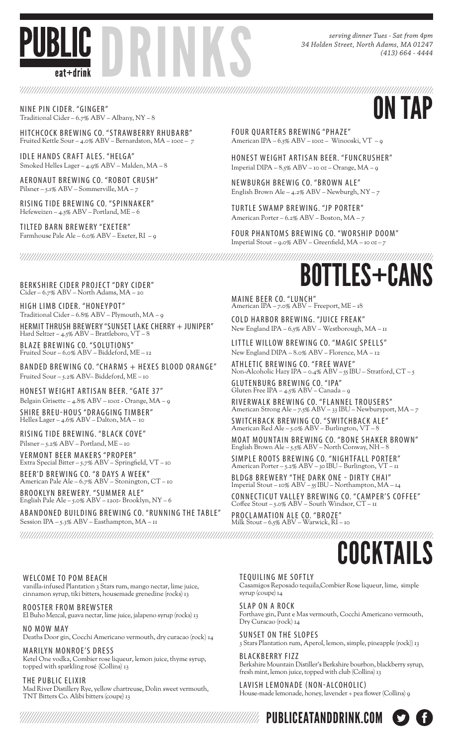# PUBLIC eat+drink DRINKS

*serving dinner Tues - Sat from 4pm*
*34 Holden Street, North Adams, MA 01247*
*(413) 664 - 4444*

## ON TAP

NINE PIN CIDER. "GINGER"
Traditional Cider – 6.7% ABV – Albany, NY – 8

HITCHCOCK BREWING CO. "STRAWBERRY RHUBARB"
Fruited Kettle Sour – 4.0% ABV – Bernardston, MA – 10oz – 7

IDLE HANDS CRAFT ALES. "HELGA"
Smoked Helles Lager – 4.9% ABV – Malden, MA – 8

AERONAUT BREWING CO. "ROBOT CRUSH"
Pilsner – 5.1% ABV – Sommerville, MA – 7

RISING TIDE BREWING CO. "SPINNAKER"
Hefeweizen – 4.5% ABV – Portland, ME – 6

TILTED BARN BREWERY "EXETER"
Farmhouse Pale Ale – 6.0% ABV – Exeter, RI – 9

FOUR QUARTERS BREWING "PHAZE"
American IPA – 6.5% ABV – 10oz – Winooski, VT – 9

HONEST WEIGHT ARTISAN BEER. "FUNCRUSHER"
Imperial DIPA – 8.5% ABV – 10 oz – Orange, MA – 9

NEWBURGH BREWIG CO. "BROWN ALE"
English Brown Ale – 4.2% ABV – Newburgh, NY – 7

TURTLE SWAMP BREWING. "JP PORTER"
American Porter – 6.2% ABV – Boston, MA – 7

FOUR PHANTOMS BREWING CO. "WORSHIP DOOM"
Imperial Stout – 9.0% ABV – Greenfield, MA – 10 oz – 7

## BOTTLES+CANS

BERKSHIRE CIDER PROJECT "DRY CIDER"
Cider – 6.7% ABV – North Adams, MA – 20

HIGH LIMB CIDER. "HONEYPOT"
Traditional Cider – 6.8% ABV – Plymouth, MA – 9

HERMIT THRUSH BREWERY "SUNSET LAKE CHERRY + JUNIPER"
Hard Seltzer – 4.5% ABV – Brattleboro, VT – 8

BLAZE BREWING CO. "SOLUTIONS"
Fruited Sour – 6.0% ABV – Biddeford, ME – 12

BANDED BREWING CO. "CHARMS + HEXES BLOOD ORANGE"
Fruited Sour – 5.2% ABV– Biddeford, ME – 10

HONEST WEIGHT ARTISAN BEER. "GATE 37"
Belgain Grisette – 4.8% ABV – 10oz - Orange, MA – 9

SHIRE BREU-HOUS "DRAGGING TIMBER"
Helles Lager – 4.6% ABV – Dalton, MA – 10

RISING TIDE BREWING. "BLACK COVE"
Pilsner – 5.2% ABV – Portland, ME – 10

VERMONT BEER MAKERS "PROPER"
Extra Special Bitter – 5.7% ABV – Springfield, VT – 10

BEER'D BREWING CO. "8 DAYS A WEEK"
American Pale Ale – 6.7% ABV – Stonington, CT – 10

BROOKLYN BREWERY. "SUMMER ALE"
English Pale Ale – 5.0% ABV – 12oz- Brooklyn, NY – 6

ABANDONED BUILDING BREWING CO. "RUNNING THE TABLE"
Session IPA – 5.3% ABV – Easthampton, MA – 11

MAINE BEER CO. "LUNCH"
American IPA – 7.0% ABV – Freeport, ME – 18

COLD HARBOR BREWING. "JUICE FREAK"
New England IPA – 6.5% ABV – Westborough, MA – 11

LITTLE WILLOW BREWING CO. "MAGIC SPELLS"
New England DIPA – 8.0% ABV – Florence, MA – 12

ATHLETIC BREWING CO. "FREE WAVE"
Non-Alcoholic Hazy IPA – 0.4% ABV – 55 IBU – Stratford, CT – 5

GLUTENBURG BREWING CO. "IPA"
Gluten Free IPA – 4.5% ABV – Canada – 9

RIVERWALK BREWING CO. "FLANNEL TROUSERS"
American Strong Ale – 7.5% ABV – 33 IBU – Newburyport, MA – 7

SWITCHBACK BREWING CO. "SWITCHBACK ALE"
American Red Ale – 5.0% ABV – Burlington, VT – 8

MOAT MOUNTAIN BREWING CO. "BONE SHAKER BROWN"
English Brown Ale – 5.5% ABV – North Conway, NH – 8

SIMPLE ROOTS BREWING CO. "NIGHTFALL PORTER"
American Porter – 5.2% ABV – 30 IBU – Burlington, VT – 11

BLDG8 BREWERY "THE DARK ONE - DIRTY CHAI"
Imperial Stout – 10% ABV – 55 IBU – Northampton, MA – 14

CONNECTICUT VALLEY BREWING CO. "CAMPER'S COFFEE"
Coffee Stout – 5.0% ABV – South Windsor, CT – 11

PROCLAMATION ALE CO. "BROZE"
Milk Stout – 6.5% ABV – Warwick, RI – 10

## COCKTAILS

WELCOME TO POM BEACH
vanilla-infused Plantation 3 Stars rum, mango nectar, lime juice, cinnamon syrup, tiki bitters, housemade grenedine (rocks) 13

ROOSTER FROM BREWSTER
El Buho Mezcal, guava nectar, lime juice, jalapeno syrup (rocks) 13

NO MOW MAY
Deaths Door gin, Cocchi Americano vermouth, dry curacao (rock) 14

MARILYN MONROE'S DRESS
Ketel One vodka, Combier rose liqueur, lemon juice, thyme syrup, topped with sparkling rosé (Collins) 13

THE PUBLIC ELIXIR
Mad River Distillery Rye, yellow chartreuse, Dolin sweet vermouth, TNT Bitters Co. Alibi bitters (coupe) 13

TEQUILING ME SOFTLY
Casamigos Reposado tequila,Combier Rose liqueur, lime, simple syrup (coupe) 14

SLAP ON A ROCK
Forthave gin, Punt e Mas vermouth, Cocchi Americano vermouth, Dry Curacao (rock) 14

SUNSET ON THE SLOPES
3 Stars Plantation rum, Aperol, lemon, simple, pineapple (rock)) 13

BLACKBERRY FIZZ
Berkshire Mountain Distiller's Berkshire bourbon, blackberry syrup, fresh mint, lemon juice, topped with club (Collins) 13

LAVISH LEMONADE (NON-ALCOHOLIC)
House-made lemonade, honey, lavender + pea flower (Collins) 9

PUBLICEATANDDRINK.COM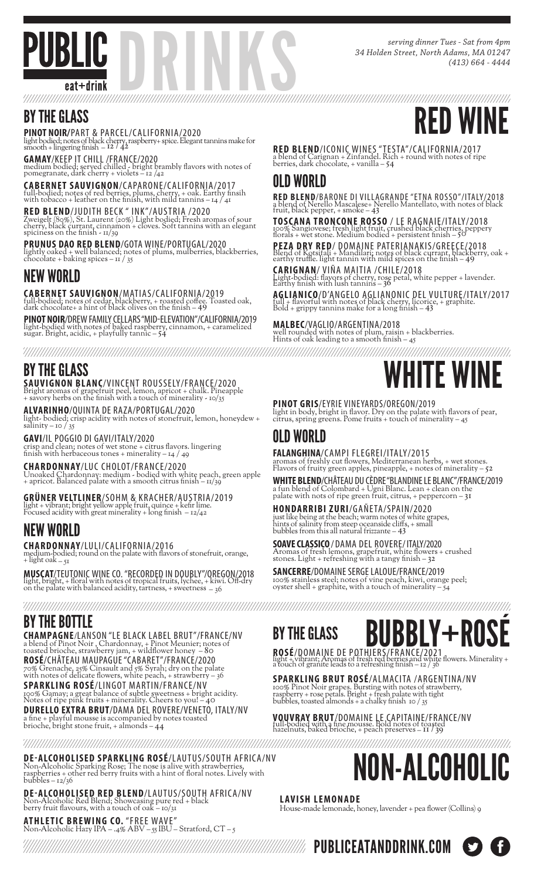# PUBLIC eat+drink DRINKS

*serving dinner Tues - Sat from 4pm*
*34 Holden Street, North Adams, MA 01247*
*(413) 664 - 4444*

# RED WINE

## BY THE GLASS

**PINOT NOIR**/PART & PARCEL/CALIFORNIA/2020
light bodied; notes of black cherry, raspberry+ spice. Elegant tannins make for smooth + lingering finish – 12 / 42

**GAMAY**/KEEP IT CHILL /FRANCE/2020
medium bodied; served chilled - bright brambly flavors with notes of pomegranate, dark cherry + violets – 12 /42

**CABERNET SAUVIGNON**/CAPARONE/CALIFORNIA/2017
full-bodied; notes of red berries, plums, cherry, + oak. Earthy finsih with tobacco + leather on the finish, with mild tannins – 14 / 41

**RED BLEND**/JUDITH BECK " INK"/AUSTRIA /2020
Zweigelt (80%), St. Laurent (20%) Light bodied; Fresh aromas of sour cherry, black currant, cinnamon + cloves. Soft tannins with an elegant spiciness on the finish - 11/39

**PRUNUS DAO RED BLEND**/GOTA WINE/PORTUGAL/2020
lightly oaked + well balanced; notes of plums, mulberries, blackberries, chocolate + baking spices – 11 / 35

## NEW WORLD

**CABERNET SAUVIGNON**/MATIAS/CALIFORNIA/2019
full-bodied; notes of cedar, blackberry, + roasted coffee. Toasted oak, dark chocolate+ a hint of black olives on the finish – 49

**PINOT NOIR**/DREW FAMILY CELLARS "MID-ELEVATION"/CALIFORNIA/2019
light-bodied with notes of baked raspberry, cinnamon, + caramelized sugar. Bright, acidic, + playfully tannic – 54

**RED BLEND**/ICONIC WINES "TESTA"/CALIFORNIA/2017
a blend of Carignan + Zinfandel. Rich + round with notes of ripe berries, dark chocolate, + vanilla – 54

## OLD WORLD

**RED BLEND**/BARONE DI VILLAGRANDE "ETNA ROSSO"/ITALY/2018
a blend of Nerello Mascalese+ Nerello Mantellato, with notes of black fruit, black pepper, + smoke – 43

**TOSCANA TRONCONE ROSSO** / LE RAGNAIE/ITALY/2018
100% Sangiovese; fresh light fruit, crushed black cherries, peppery florals + wet stone. Medium bodied + persistent finish – 50

**PEZA DRY RED**/ DOMAINE PATERIANAKIS/GREECE/2018
Blend of Kotsifali + Mandilari; notes of black currant, blackberry, oak + earthy truffle. light tannin with mild spices on the finish – 49

**CARIGNAN**/ VIÑA MAITIA /CHILE/2018
Light-bodied: flavors of cherry, rose petal, white pepper + lavender. Earthy finish with lush tannins – 36

**AGLIANICO**/D'ANGELO AGLIANONIC DEL VULTURE/ITALY/2017
full + flavorful with notes of black cherry, licorice, + graphite. Bold + grippy tannins make for a long finish – 43

**MALBEC**/VAGLIO/ARGENTINA/2018
well rounded with notes of plum, raisin + blackberries. Hints of oak leading to a smooth finish – 45

# WHITE WINE

## BY THE GLASS

**SAUVIGNON BLANC**/VINCENT ROUSSELY/FRANCE/2020
Bright aromas of grapefruit peel, lemon, apricot + chalk. Pineapple + savory herbs on the finish with a touch of minerality - 10/35

**ALVARINHO**/QUINTA DE RAZA/PORTUGAL/2020
light- bodied; crisp acidity with notes of stonefruit, lemon, honeydew + salinity – 10 / 35

**GAVI**/IL POGGIO DI GAVI/ITALY/2020
crisp and clean; notes of wet stone + citrus flavors. lingering finish with herbaceous tones + minerality – 14 / 49

**CHARDONNAY**/LUC CHOLOT/FRANCE/2020
Unoaked Chardonnay: medium - bodied with white peach, green apple + apricot. Balanced palate with a smooth citrus finish – 11/39

**GRÜNER VELTLINER**/SOHM & KRACHER/AUSTRIA/2019
light + vibrant; bright yellow apple fruit, quince + kefir lime. Focused acidity with great minerality + long finish – 12/42

## NEW WORLD

**CHARDONNAY**/LULI/CALIFORNIA/2016
medium-bodied; round on the palate with flavors of stonefruit, orange, + light oak – 51

**MUSCAT**/TEUTONIC WINE CO. "RECORDED IN DOUBLY"/OREGON/2018
light, bright, + floral with notes of tropical fruits, lychee, + kiwi. Off-dry on the palate with balanced acidity, tartness, + sweetness – 36

**PINOT GRIS**/EYRIE VINEYARDS/OREGON/2019
light in body, bright in flavor. Dry on the palate with flavors of pear, citrus, spring greens. Pome fruits + touch of minerality – 45

## OLD WORLD

**FALANGHINA**/CAMPI FLEGREI/ITALY/2015
aromas of freshly cut flowers, Mediterranean herbs, + wet stones. Flavors of fruity green apples, pineapple, + notes of minerality – 52

**WHITE BLEND**/CHÂTEAU DU CÈDRE "BLANDINE LE BLANC"/FRANCE/2019
a fun blend of Colombard + Ugni Blanc. Lean + clean on the palate with nots of ripe green fruit, citrus, + peppercorn – 31

**HONDARRIBI ZURI**/GAÑETA/SPAIN/2020
just like being at the beach; warm notes of white grapes, hints of salinity from steep oceanside cliffs, + small bubbles from this all natural frizzante – 43

**SOAVE CLASSICO** / DAMA DEL ROVERE/ ITALY/2020
Aromas of fresh lemons, grapefruit, white flowers + crushed stones. Light + refreshing with a tangy finish – 32

**SANCERRE**/DOMAINE SERGE LALOUE/FRANCE/2019
100% stainless steel; notes of vine peach, kiwi, orange peel; oyster shell + graphite, with a touch of minerality – 54

# BUBBLY+ROSÉ

## BY THE BOTTLE

**CHAMPAGNE**/LANSON "LE BLACK LABEL BRUT"/FRANCE/NV
a blend of Pinot Noir , Chardonnay, + Pinot Meunier; notes of toasted brioche, strawberry jam, + wildflower honey – 80

**ROSÉ**/CHÂTEAU MAUPAGUE "CABARET"/FRANCE/2020
70% Grenache, 25% Cinsault and 5% Syrah; dry on the palate with notes of delicate flowers, white peach, + strawberry – 36

**SPARKLING ROSÉ**/LINGOT MARTIN/FRANCE/NV
100% Gamay; a great balance of subtle sweetness + bright acidity. Notes of ripe pink fruits + minerality. Cheers to you! – 40

**DURELLO EXTRA BRUT**/DAMA DEL ROVERE/VENETO, ITALY/NV
a fine + playful mousse is accompanied by notes toasted brioche, bright stone fruit, + almonds – 44

## BY THE GLASS

**ROSÉ**/DOMAINE DE POTHIERS/FRANCE/2021
light + vibrant; Aromas of fresh red berries and white flowers. Minerality + a touch of granite leads to a refreshing finish – 12 / 36

**SPARKLING BRUT ROSÉ**/ALMACITA /ARGENTINA/NV
100% Pinot Noir grapes. Bursting with notes of strawberry, raspberry + rose petals. Bright + fresh palate with tight bubbles, toasted almonds + a chalky finish 10 / 35

**VOUVRAY BRUT**/DOMAINE LE CAPITAINE/FRANCE/NV
full-bodied with a fine mousse. Bold notes of toasted hazelnuts, baked brioche, + peach preserves – 11 / 39

# NON-ALCOHOLIC

**DE-ALCOHOLISED SPARKLING ROSÉ**/LAUTUS/SOUTH AFRICA/NV
Non-Alcoholic Sparking Rose; The nose is alive with strawberries, raspberries + other red berry fruits with a hint of floral notes. Lively with bubbles – 12/36

**DE-ALCOHOLISED RED BLEND**/LAUTUS/SOUTH AFRICA/NV
Non-Alcoholic Red Blend; Showcasing pure red + black berry fruit flavours, with a touch of oak – 10/31

**ATHLETIC BREWING CO.** "FREE WAVE"
Non-Alcoholic Hazy IPA – .4% ABV – 55 IBU – Stratford, CT – 5

**LAVISH LEMONADE**
House-made lemonade, honey, lavender + pea flower (Collins) 9

PUBLICEATANDDRINK.COM